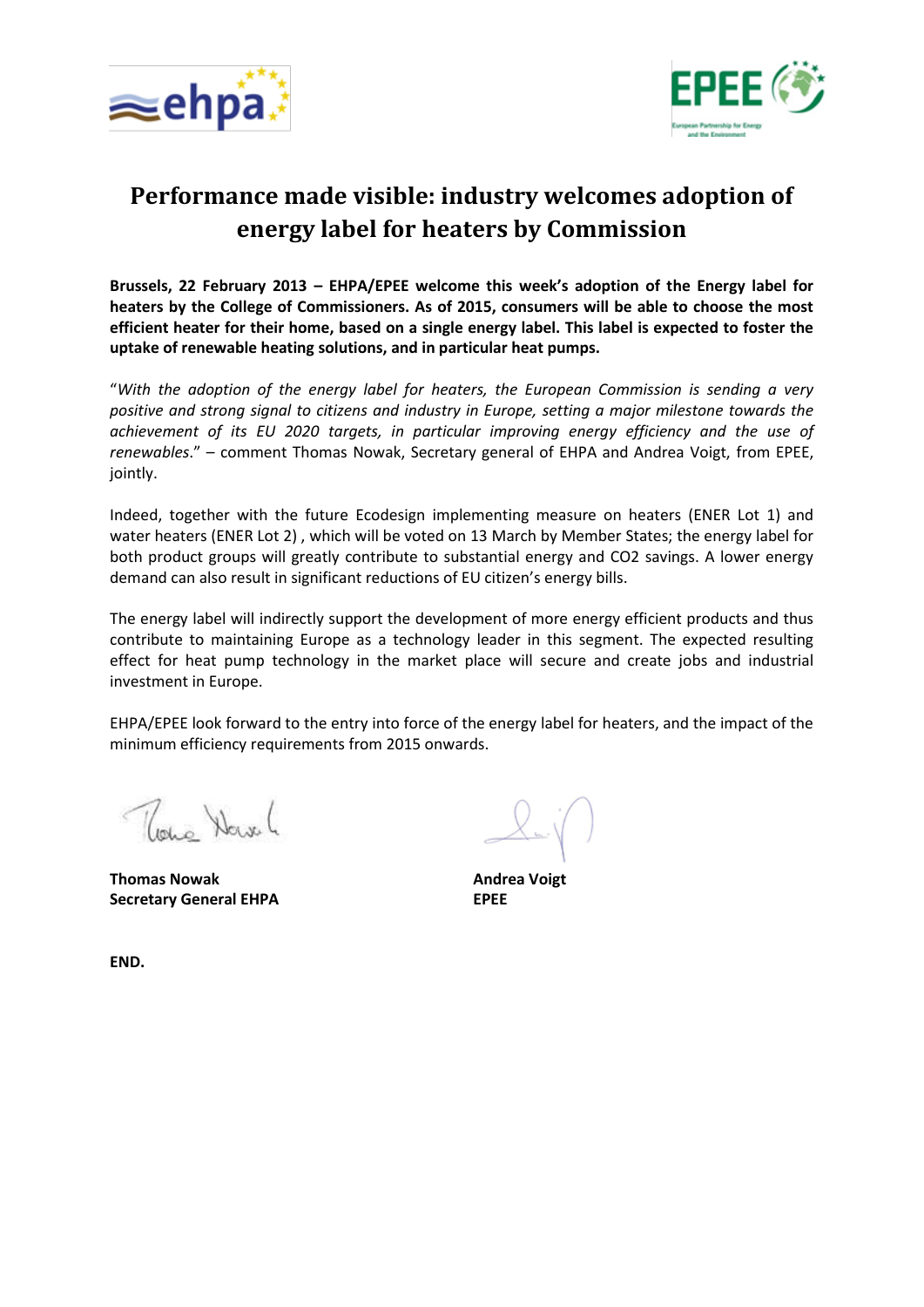# Performance made visible: industry welcomes adoption of energy label for heaters by Commission

**Brussels, 22 February 2013 – EHPA/EPEE welcome this week's adoption of the Energy label for heaters by the College of Commissioners. As of 2015, consumers will be able to choose the most efficient heater for their home, based on a single energy label. This label is expected to foster the uptake of renewable heating solutions, and in particular heat pumps.**

"*With the adoption of the energy label for heaters, the European Commission is sending a very positive and strong signal to citizens and industry in Europe, setting a major milestone towards the achievement of its EU 2020 targets, in particular improving energy efficiency and the use of renewables*." – comment Thomas Nowak, Secretary general of EHPA and Andrea Voigt, from EPEE, jointly.

Indeed, together with the future Ecodesign implementing measure on heaters (ENER Lot 1) and water heaters (ENER Lot 2) , which will be voted on 13 March by Member States; the energy label for both product groups will greatly contribute to substantial energy and CO2 savings. A lower energy demand can also result in significant reductions of EU citizen's energy bills.

The energy label will indirectly support the development of more energy efficient products and thus contribute to maintaining Europe as a technology leader in this segment. The expected resulting effect for heat pump technology in the market place will secure and create jobs and industrial investment in Europe.

EHPA/EPEE look forward to the entry into force of the energy label for heaters, and the impact of the minimum efficiency requirements from 2015 onwards.

**Thomas Nowak**
**Secretary General EHPA**

**Andrea Voigt**
**EPEE**

**END.**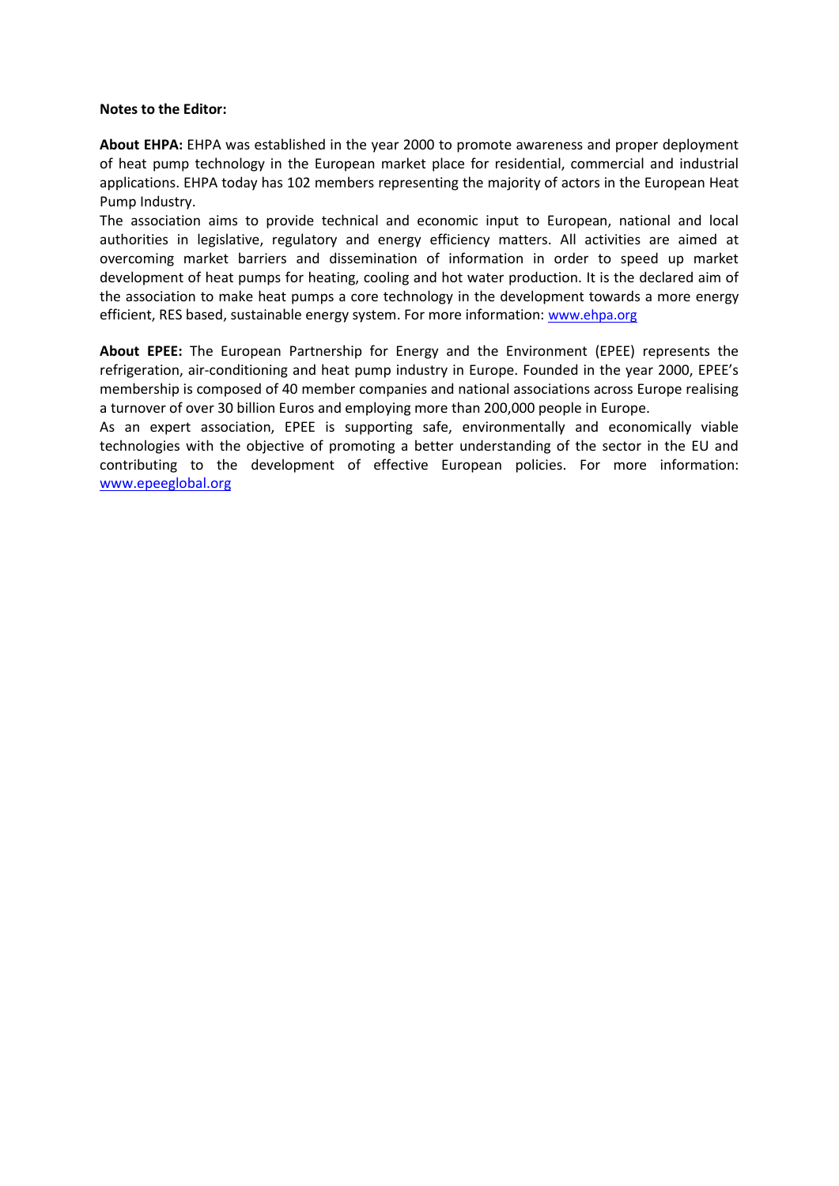**Notes to the Editor:**

**About EHPA:** EHPA was established in the year 2000 to promote awareness and proper deployment of heat pump technology in the European market place for residential, commercial and industrial applications. EHPA today has 102 members representing the majority of actors in the European Heat Pump Industry.

The association aims to provide technical and economic input to European, national and local authorities in legislative, regulatory and energy efficiency matters. All activities are aimed at overcoming market barriers and dissemination of information in order to speed up market development of heat pumps for heating, cooling and hot water production. It is the declared aim of the association to make heat pumps a core technology in the development towards a more energy efficient, RES based, sustainable energy system. For more information: www.ehpa.org

**About EPEE:** The European Partnership for Energy and the Environment (EPEE) represents the refrigeration, air-conditioning and heat pump industry in Europe. Founded in the year 2000, EPEE's membership is composed of 40 member companies and national associations across Europe realising a turnover of over 30 billion Euros and employing more than 200,000 people in Europe.

As an expert association, EPEE is supporting safe, environmentally and economically viable technologies with the objective of promoting a better understanding of the sector in the EU and contributing to the development of effective European policies. For more information: www.epeeglobal.org